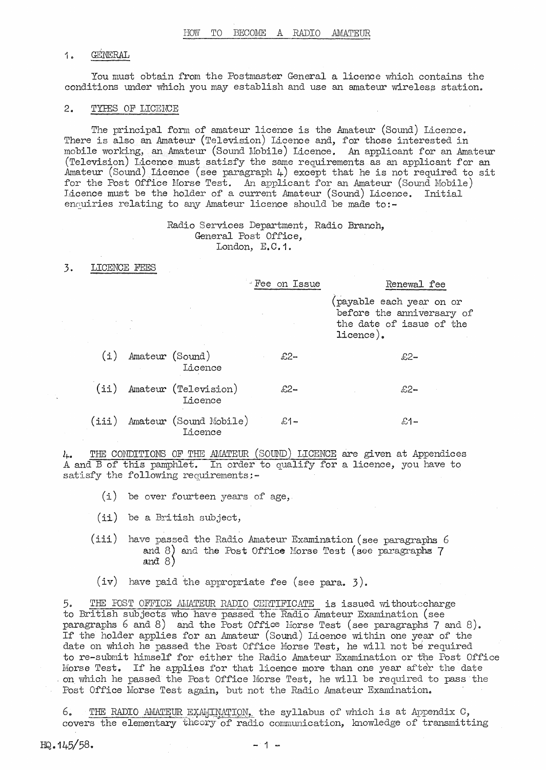# HOW TO BECOME A RADIO AMATEUR

## 1. GENERAL

You must obtain from the Postmaster General a licence which contains the conditions under which you may establish and use an amateur wireless station.

## 2. TYPES OF LICENCE

The principal form of amateur licence is the Amateur (Sound) Licence. There is also an Amateur (Television) Licence and, for those interested in mobile working, an Amateur (Sound Mobile) Licence. An applicant for an Amateur (Television) Licence must satisfy the same requirements as an applicant for an Amateur (Sound) Licence (see paragraph 4) except that he is not required to sit for the Post Office Morse Test. An applicant for an Amateur (Sound Mobile) Licence must be the holder of a current Amateur (Sound) Licence. Initial enquiries relating to any Amateur licence should be made to:-

Radio Services Department, Radio Branch,
General Post Office,
London, E.C.1.

## 3. LICENCE FEES

| | Fee on Issue | Renewal fee (payable each year on or before the anniversary of the date of issue of the licence). |
|---|---|---|
| (i) Amateur (Sound) Licence | £2- | £2- |
| (ii) Amateur (Television) Licence | £2- | £2- |
| (iii) Amateur (Sound Mobile) Licence | £1- | £1- |

4. THE CONDITIONS OF THE AMATEUR (SOUND) LICENCE are given at Appendices A and B of this pamphlet. In order to qualify for a licence, you have to satisfy the following requirements:-

(i) be over fourteen years of age,

(ii) be a British subject,

(iii) have passed the Radio Amateur Examination (see paragraphs 6 and 8) and the Post Office Morse Test (see paragraphs 7 and 8)

(iv) have paid the appropriate fee (see para. 3).

5. THE POST OFFICE AMATEUR RADIO CERTIFICATE is issued without charge to British subjects who have passed the Radio Amateur Examination (see paragraphs 6 and 8) and the Post Office Morse Test (see paragraphs 7 and 8). If the holder applies for an Amateur (Sound) Licence within one year of the date on which he passed the Post Office Morse Test, he will not be required to re-submit himself for either the Radio Amateur Examination or the Post Office Morse Test. If he applies for that licence more than one year after the date on which he passed the Post Office Morse Test, he will be required to pass the Post Office Morse Test again, but not the Radio Amateur Examination.

6. THE RADIO AMATEUR EXAMINATION, the syllabus of which is at Appendix C, covers the elementary theory of radio communication, knowledge of transmitting

HQ.145/58.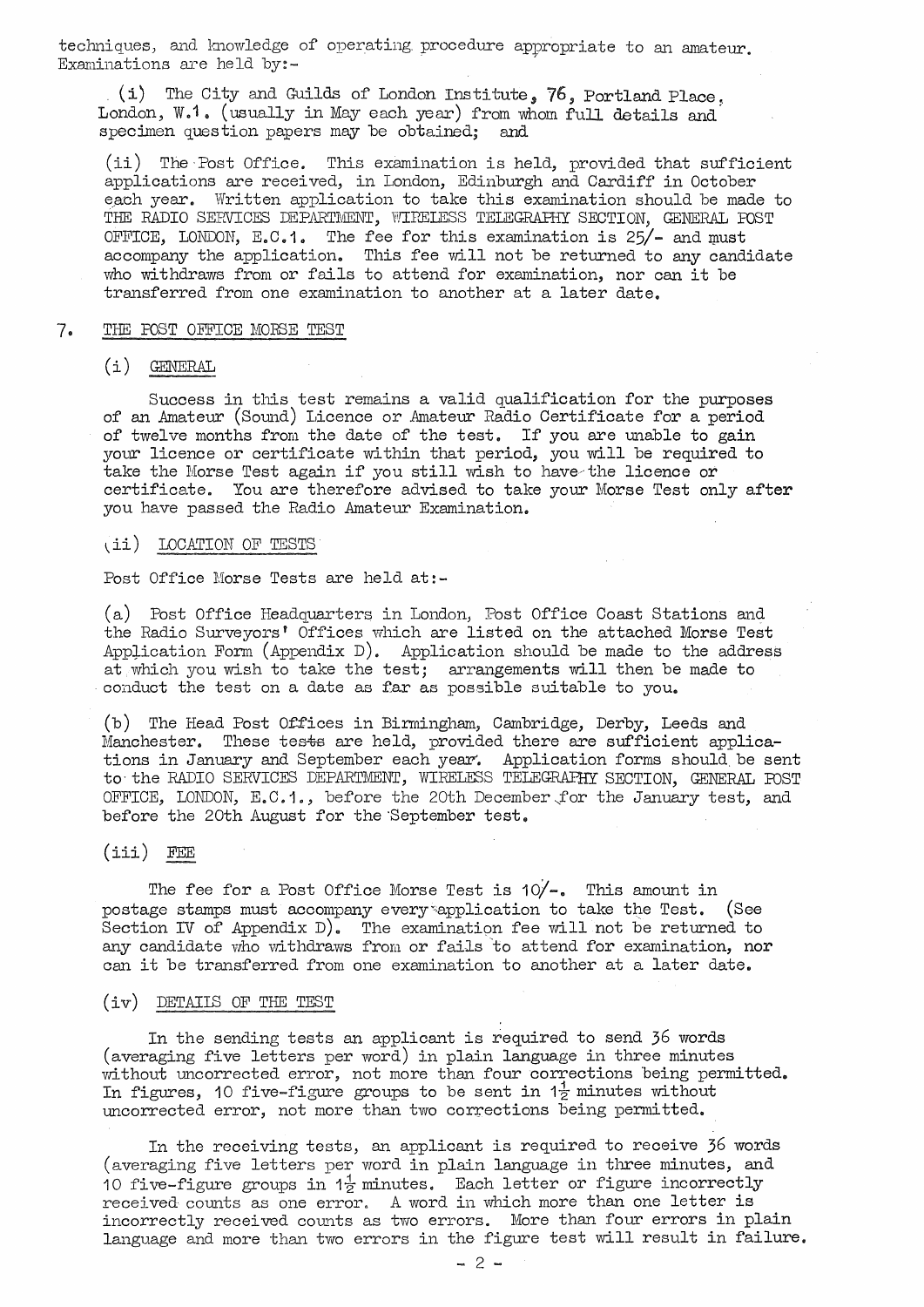techniques, and knowledge of operating procedure appropriate to an amateur. Examinations are held by:-

(i) The City and Guilds of London Institute, 76, Portland Place, London, W.1. (usually in May each year) from whom full details and specimen question papers may be obtained; and

(ii) The Post Office. This examination is held, provided that sufficient applications are received, in London, Edinburgh and Cardiff in October each year. Written application to take this examination should be made to THE RADIO SERVICES DEPARTMENT, WIRELESS TELEGRAPHY SECTION, GENERAL POST OFFICE, LONDON, E.C.1. The fee for this examination is 25/- and must accompany the application. This fee will not be returned to any candidate who withdraws from or fails to attend for examination, nor can it be transferred from one examination to another at a later date.

## 7. THE POST OFFICE MORSE TEST

### (i) GENERAL

Success in this test remains a valid qualification for the purposes of an Amateur (Sound) Licence or Amateur Radio Certificate for a period of twelve months from the date of the test. If you are unable to gain your licence or certificate within that period, you will be required to take the Morse Test again if you still wish to have the licence or certificate. You are therefore advised to take your Morse Test only after you have passed the Radio Amateur Examination.

### (ii) LOCATION OF TESTS

Post Office Morse Tests are held at:-

(a) Post Office Headquarters in London, Post Office Coast Stations and the Radio Surveyors' Offices which are listed on the attached Morse Test Application Form (Appendix D). Application should be made to the address at which you wish to take the test; arrangements will then be made to conduct the test on a date as far as possible suitable to you.

(b) The Head Post Offices in Birmingham, Cambridge, Derby, Leeds and Manchester. These tests are held, provided there are sufficient applications in January and September each year. Application forms should be sent to the RADIO SERVICES DEPARTMENT, WIRELESS TELEGRAPHY SECTION, GENERAL POST OFFICE, LONDON, E.C.1., before the 20th December for the January test, and before the 20th August for the September test.

### (iii) FEE

The fee for a Post Office Morse Test is 10/-. This amount in postage stamps must accompany every application to take the Test. (See Section IV of Appendix D). The examination fee will not be returned to any candidate who withdraws from or fails to attend for examination, nor can it be transferred from one examination to another at a later date.

### (iv) DETAILS OF THE TEST

In the sending tests an applicant is required to send 36 words (averaging five letters per word) in plain language in three minutes without uncorrected error, not more than four corrections being permitted. In figures, 10 five-figure groups to be sent in 1½ minutes without uncorrected error, not more than two corrections being permitted.

In the receiving tests, an applicant is required to receive 36 words (averaging five letters per word in plain language in three minutes, and 10 five-figure groups in 1½ minutes. Each letter or figure incorrectly received counts as one error. A word in which more than one letter is incorrectly received counts as two errors. More than four errors in plain language and more than two errors in the figure test will result in failure.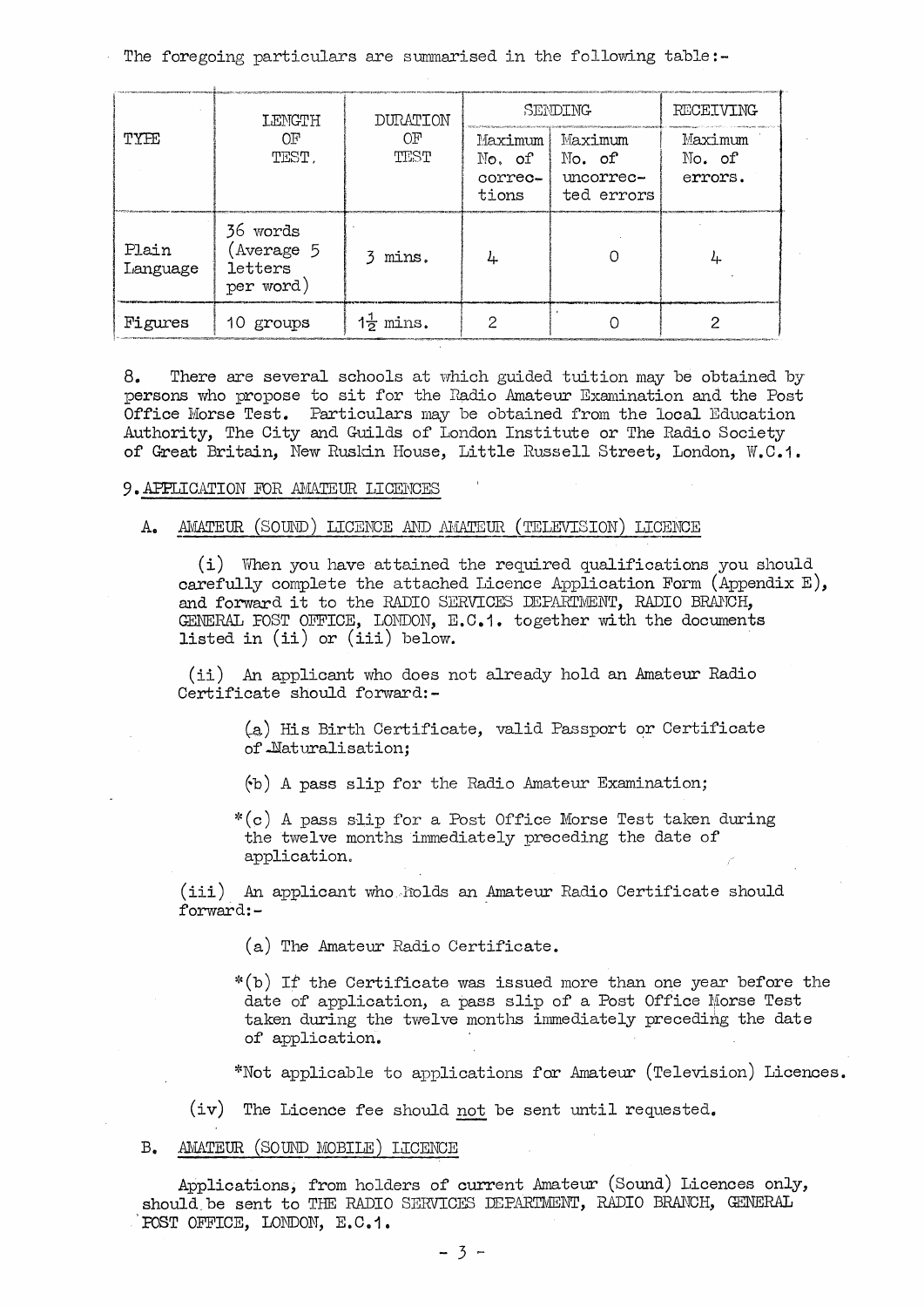The foregoing particulars are summarised in the following table:-

| TYPE | LENGTH OF TEST. | DURATION OF TEST | SENDING | | RECEIVING |
|---|---|---|---|---|---|
| | | | Maximum No. of corrections | Maximum No. of uncorrected errors | Maximum No. of errors. |
| Plain Language | 36 words (Average 5 letters per word) | 3 mins. | 4 | 0 | 4 |
| Figures | 10 groups | $1\frac{1}{2}$ mins. | 2 | 0 | 2 |

8. There are several schools at which guided tuition may be obtained by persons who propose to sit for the Radio Amateur Examination and the Post Office Morse Test. Particulars may be obtained from the local Education Authority, The City and Guilds of London Institute or The Radio Society of Great Britain, New Ruskin House, Little Russell Street, London, W.C.1.

9. APPLICATION FOR AMATEUR LICENCES

A. AMATEUR (SOUND) LICENCE AND AMATEUR (TELEVISION) LICENCE

(i) When you have attained the required qualifications you should carefully complete the attached Licence Application Form (Appendix E), and forward it to the RADIO SERVICES DEPARTMENT, RADIO BRANCH, GENERAL POST OFFICE, LONDON, E.C.1. together with the documents listed in (ii) or (iii) below.

(ii) An applicant who does not already hold an Amateur Radio Certificate should forward:-

(a) His Birth Certificate, valid Passport or Certificate of Naturalisation;

(b) A pass slip for the Radio Amateur Examination;

*(c) A pass slip for a Post Office Morse Test taken during the twelve months immediately preceding the date of application.

(iii) An applicant who holds an Amateur Radio Certificate should forward:-

(a) The Amateur Radio Certificate.

*(b) If the Certificate was issued more than one year before the date of application, a pass slip of a Post Office Morse Test taken during the twelve months immediately preceding the date of application.

*Not applicable to applications for Amateur (Television) Licences.

(iv) The Licence fee should not be sent until requested.

B. AMATEUR (SOUND MOBILE) LICENCE

Applications, from holders of current Amateur (Sound) Licences only, should be sent to THE RADIO SERVICES DEPARTMENT, RADIO BRANCH, GENERAL POST OFFICE, LONDON, E.C.1.